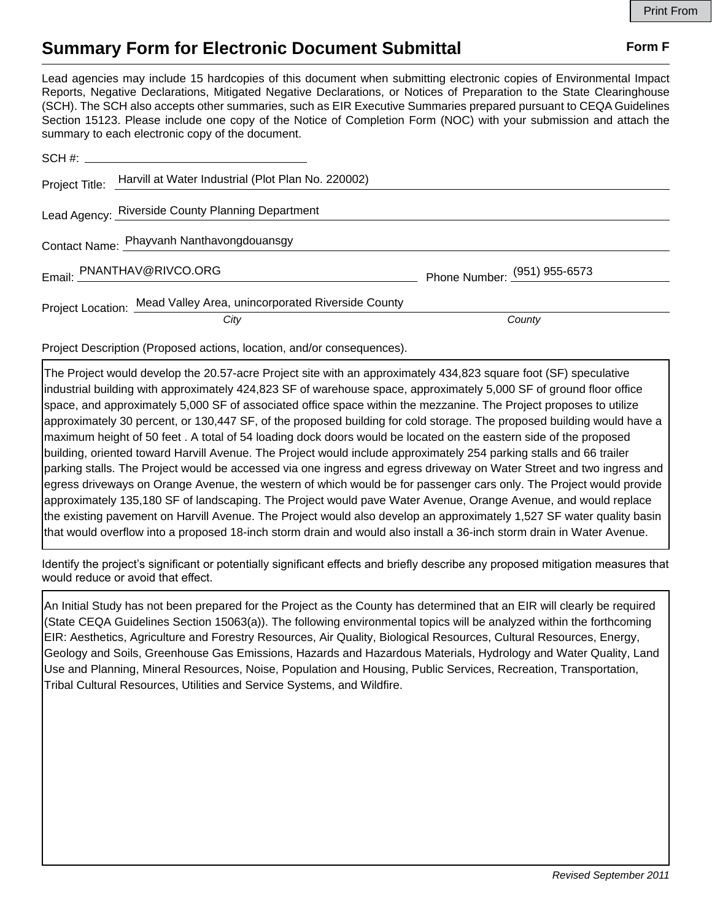Print From

# Summary Form for Electronic Document Submittal

**Form F**

Lead agencies may include 15 hardcopies of this document when submitting electronic copies of Environmental Impact Reports, Negative Declarations, Mitigated Negative Declarations, or Notices of Preparation to the State Clearinghouse (SCH). The SCH also accepts other summaries, such as EIR Executive Summaries prepared pursuant to CEQA Guidelines Section 15123. Please include one copy of the Notice of Completion Form (NOC) with your submission and attach the summary to each electronic copy of the document.

SCH #: ______________________

Project Title: Harvill at Water Industrial (Plot Plan No. 220002)

Lead Agency: Riverside County Planning Department

Contact Name: Phayvanh Nanthavongdouansgy

Email: PNANTHAV@RIVCO.ORG    Phone Number: (951) 955-6573

Project Location: Mead Valley Area, unincorporated Riverside County

*City*    *County*

Project Description (Proposed actions, location, and/or consequences).

The Project would develop the 20.57-acre Project site with an approximately 434,823 square foot (SF) speculative industrial building with approximately 424,823 SF of warehouse space, approximately 5,000 SF of ground floor office space, and approximately 5,000 SF of associated office space within the mezzanine. The Project proposes to utilize approximately 30 percent, or 130,447 SF, of the proposed building for cold storage. The proposed building would have a maximum height of 50 feet . A total of 54 loading dock doors would be located on the eastern side of the proposed building, oriented toward Harvill Avenue. The Project would include approximately 254 parking stalls and 66 trailer parking stalls. The Project would be accessed via one ingress and egress driveway on Water Street and two ingress and egress driveways on Orange Avenue, the western of which would be for passenger cars only. The Project would provide approximately 135,180 SF of landscaping. The Project would pave Water Avenue, Orange Avenue, and would replace the existing pavement on Harvill Avenue. The Project would also develop an approximately 1,527 SF water quality basin that would overflow into a proposed 18-inch storm drain and would also install a 36-inch storm drain in Water Avenue.

Identify the project's significant or potentially significant effects and briefly describe any proposed mitigation measures that would reduce or avoid that effect.

An Initial Study has not been prepared for the Project as the County has determined that an EIR will clearly be required (State CEQA Guidelines Section 15063(a)). The following environmental topics will be analyzed within the forthcoming EIR: Aesthetics, Agriculture and Forestry Resources, Air Quality, Biological Resources, Cultural Resources, Energy, Geology and Soils, Greenhouse Gas Emissions, Hazards and Hazardous Materials, Hydrology and Water Quality, Land Use and Planning, Mineral Resources, Noise, Population and Housing, Public Services, Recreation, Transportation, Tribal Cultural Resources, Utilities and Service Systems, and Wildfire.

*Revised September 2011*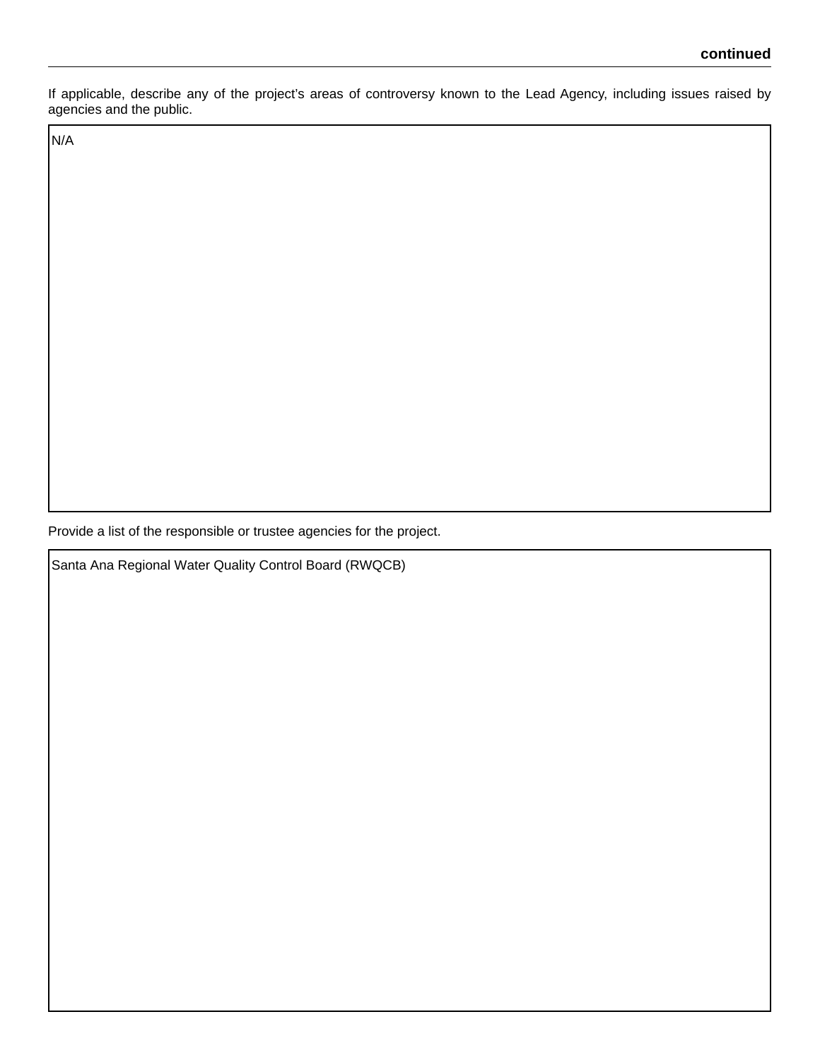**continued**

If applicable, describe any of the project's areas of controversy known to the Lead Agency, including issues raised by agencies and the public.

N/A

Provide a list of the responsible or trustee agencies for the project.

Santa Ana Regional Water Quality Control Board (RWQCB)